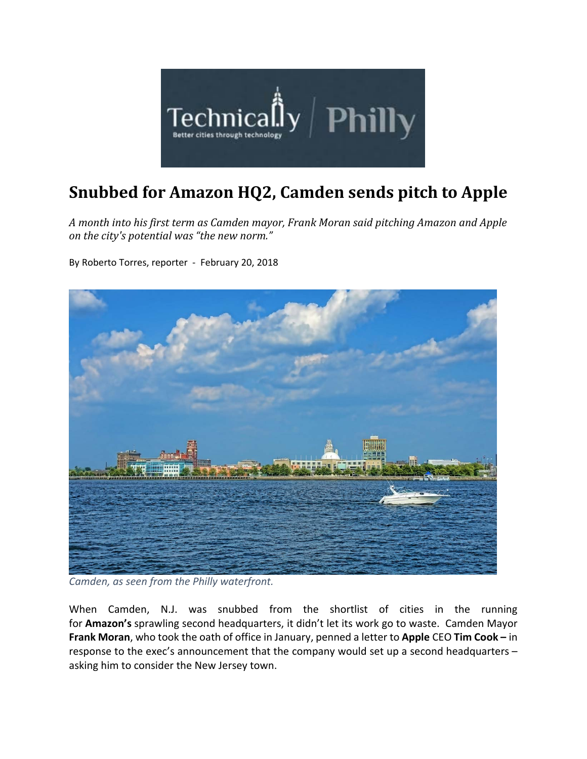Technically | Philly

Better cities through technology

# Snubbed for Amazon HQ2, Camden sends pitch to Apple

*A month into his first term as Camden mayor, Frank Moran said pitching Amazon and Apple on the city's potential was "the new norm."*

By Roberto Torres, reporter - February 20, 2018

*Camden, as seen from the Philly waterfront.*

When Camden, N.J. was snubbed from the shortlist of cities in the running for **Amazon's** sprawling second headquarters, it didn't let its work go to waste. Camden Mayor **Frank Moran**, who took the oath of office in January, penned a letter to **Apple** CEO **Tim Cook –** in response to the exec's announcement that the company would set up a second headquarters – asking him to consider the New Jersey town.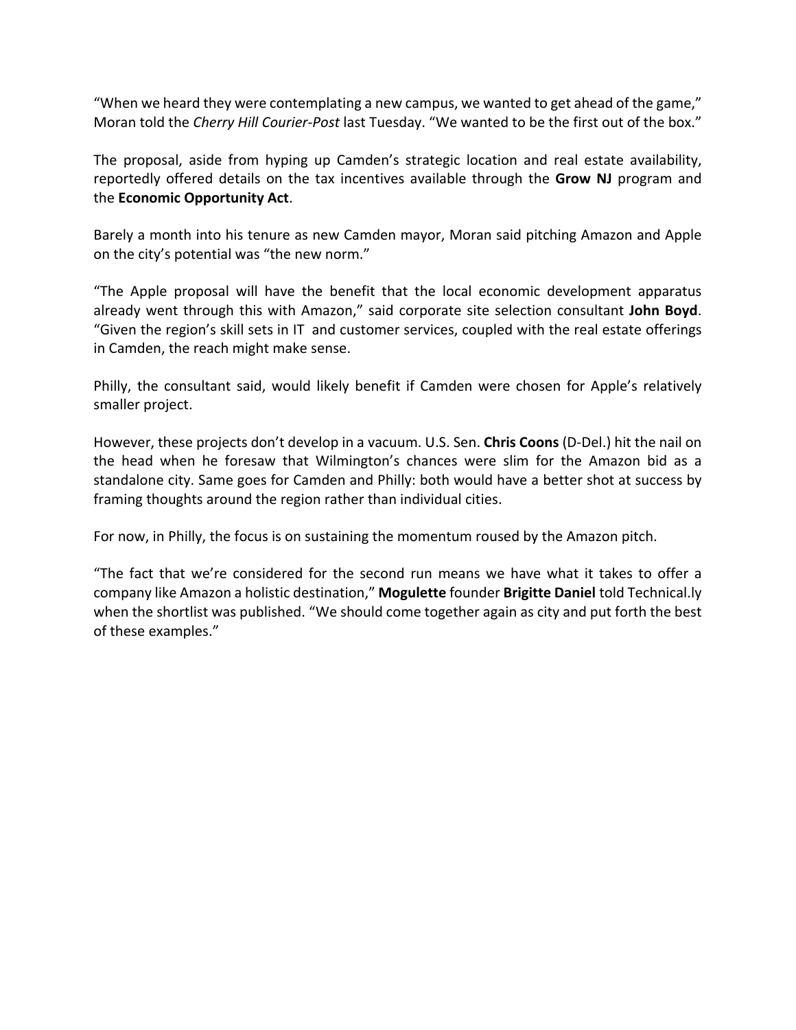"When we heard they were contemplating a new campus, we wanted to get ahead of the game," Moran told the *Cherry Hill Courier-Post* last Tuesday. "We wanted to be the first out of the box."

The proposal, aside from hyping up Camden's strategic location and real estate availability, reportedly offered details on the tax incentives available through the **Grow NJ** program and the **Economic Opportunity Act**.

Barely a month into his tenure as new Camden mayor, Moran said pitching Amazon and Apple on the city's potential was "the new norm."

"The Apple proposal will have the benefit that the local economic development apparatus already went through this with Amazon," said corporate site selection consultant **John Boyd**. "Given the region's skill sets in IT and customer services, coupled with the real estate offerings in Camden, the reach might make sense.

Philly, the consultant said, would likely benefit if Camden were chosen for Apple's relatively smaller project.

However, these projects don't develop in a vacuum. U.S. Sen. **Chris Coons** (D-Del.) hit the nail on the head when he foresaw that Wilmington's chances were slim for the Amazon bid as a standalone city. Same goes for Camden and Philly: both would have a better shot at success by framing thoughts around the region rather than individual cities.

For now, in Philly, the focus is on sustaining the momentum roused by the Amazon pitch.

"The fact that we're considered for the second run means we have what it takes to offer a company like Amazon a holistic destination," **Mogulette** founder **Brigitte Daniel** told Technical.ly when the shortlist was published. "We should come together again as city and put forth the best of these examples."